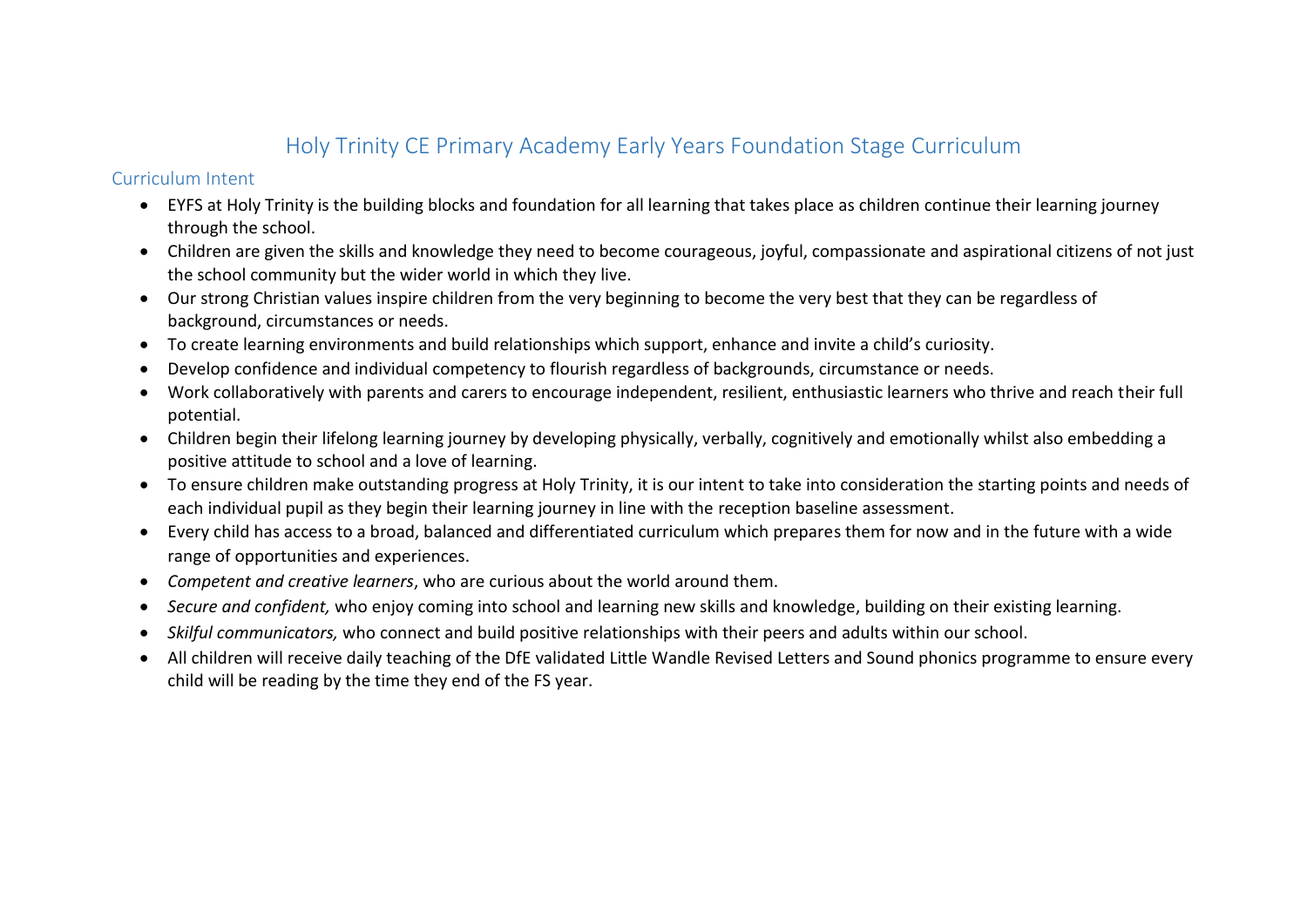# Holy Trinity CE Primary Academy Early Years Foundation Stage Curriculum

## Curriculum Intent

- EYFS at Holy Trinity is the building blocks and foundation for all learning that takes place as children continue their learning journey through the school.
- Children are given the skills and knowledge they need to become courageous, joyful, compassionate and aspirational citizens of not just the school community but the wider world in which they live.
- Our strong Christian values inspire children from the very beginning to become the very best that they can be regardless of background, circumstances or needs.
- To create learning environments and build relationships which support, enhance and invite a child's curiosity.
- Develop confidence and individual competency to flourish regardless of backgrounds, circumstance or needs.
- Work collaboratively with parents and carers to encourage independent, resilient, enthusiastic learners who thrive and reach their full potential.
- Children begin their lifelong learning journey by developing physically, verbally, cognitively and emotionally whilst also embedding a positive attitude to school and a love of learning.
- To ensure children make outstanding progress at Holy Trinity, it is our intent to take into consideration the starting points and needs of each individual pupil as they begin their learning journey in line with the reception baseline assessment.
- Every child has access to a broad, balanced and differentiated curriculum which prepares them for now and in the future with a wide range of opportunities and experiences.
- *Competent and creative learners*, who are curious about the world around them.
- *Secure and confident,* who enjoy coming into school and learning new skills and knowledge, building on their existing learning.
- *Skilful communicators,* who connect and build positive relationships with their peers and adults within our school.
- All children will receive daily teaching of the DfE validated Little Wandle Revised Letters and Sound phonics programme to ensure every child will be reading by the time they end of the FS year.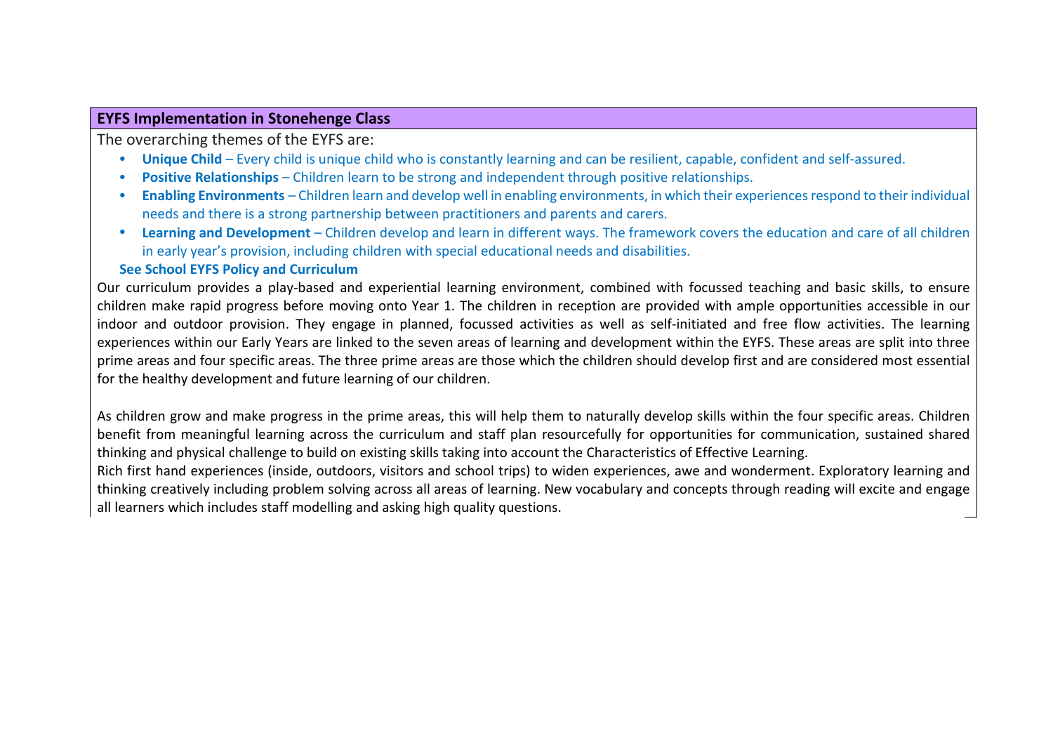## EYFS Implementation in Stonehenge Class

The overarching themes of the EYFS are:

- **Unique Child** – Every child is unique child who is constantly learning and can be resilient, capable, confident and self-assured.
- **Positive Relationships** – Children learn to be strong and independent through positive relationships.
- **Enabling Environments** – Children learn and develop well in enabling environments, in which their experiences respond to their individual needs and there is a strong partnership between practitioners and parents and carers.
- **Learning and Development** – Children develop and learn in different ways. The framework covers the education and care of all children in early year's provision, including children with special educational needs and disabilities.

**See School EYFS Policy and Curriculum**

Our curriculum provides a play-based and experiential learning environment, combined with focussed teaching and basic skills, to ensure children make rapid progress before moving onto Year 1. The children in reception are provided with ample opportunities accessible in our indoor and outdoor provision. They engage in planned, focussed activities as well as self-initiated and free flow activities. The learning experiences within our Early Years are linked to the seven areas of learning and development within the EYFS. These areas are split into three prime areas and four specific areas. The three prime areas are those which the children should develop first and are considered most essential for the healthy development and future learning of our children.

As children grow and make progress in the prime areas, this will help them to naturally develop skills within the four specific areas. Children benefit from meaningful learning across the curriculum and staff plan resourcefully for opportunities for communication, sustained shared thinking and physical challenge to build on existing skills taking into account the Characteristics of Effective Learning.

Rich first hand experiences (inside, outdoors, visitors and school trips) to widen experiences, awe and wonderment. Exploratory learning and thinking creatively including problem solving across all areas of learning. New vocabulary and concepts through reading will excite and engage all learners which includes staff modelling and asking high quality questions.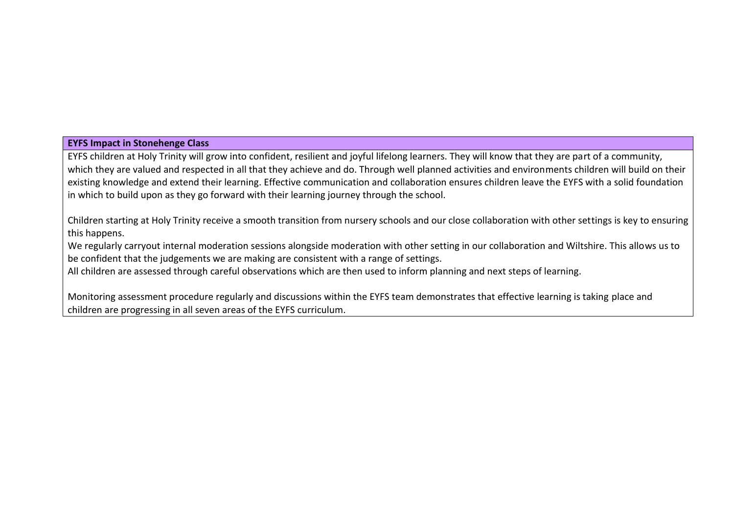| **EYFS Impact in Stonehenge Class** |
| --- |
| EYFS children at Holy Trinity will grow into confident, resilient and joyful lifelong learners. They will know that they are part of a community, which they are valued and respected in all that they achieve and do. Through well planned activities and environments children will build on their existing knowledge and extend their learning. Effective communication and collaboration ensures children leave the EYFS with a solid foundation in which to build upon as they go forward with their learning journey through the school.<br><br>Children starting at Holy Trinity receive a smooth transition from nursery schools and our close collaboration with other settings is key to ensuring this happens.<br>We regularly carryout internal moderation sessions alongside moderation with other setting in our collaboration and Wiltshire. This allows us to be confident that the judgements we are making are consistent with a range of settings.<br>All children are assessed through careful observations which are then used to inform planning and next steps of learning.<br><br>Monitoring assessment procedure regularly and discussions within the EYFS team demonstrates that effective learning is taking place and children are progressing in all seven areas of the EYFS curriculum. |